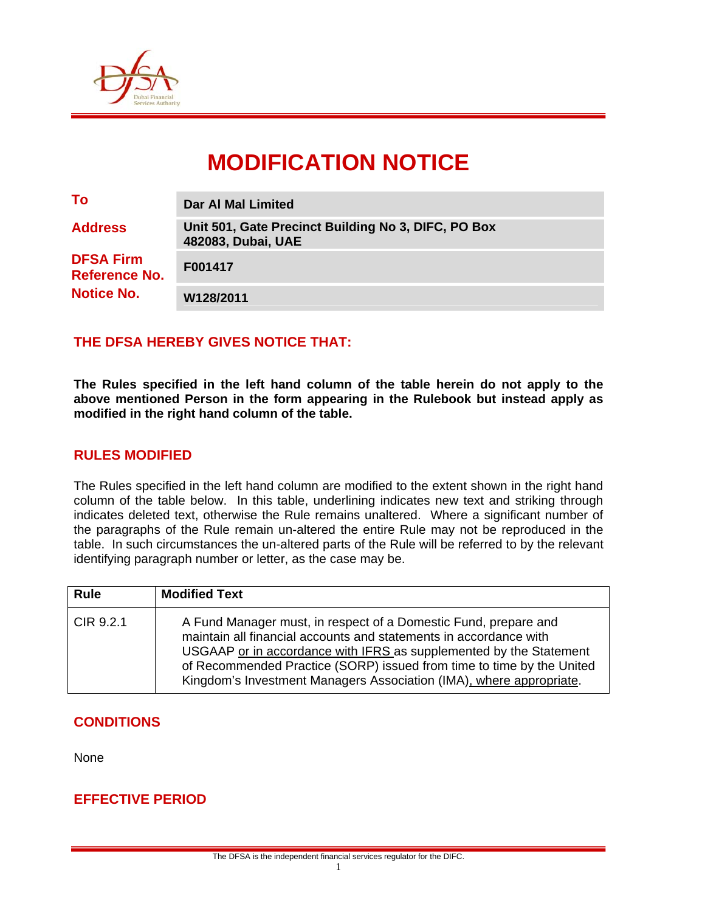# MODIFICATION NOTICE

| | |
|---|---|
| **To** | **Dar Al Mal Limited** |
| **Address** | **Unit 501, Gate Precinct Building No 3, DIFC, PO Box 482083, Dubai, UAE** |
| **DFSA Firm Reference No.** | **F001417** |
| **Notice No.** | **W128/2011** |

## THE DFSA HEREBY GIVES NOTICE THAT:

**The Rules specified in the left hand column of the table herein do not apply to the above mentioned Person in the form appearing in the Rulebook but instead apply as modified in the right hand column of the table.**

## RULES MODIFIED

The Rules specified in the left hand column are modified to the extent shown in the right hand column of the table below. In this table, underlining indicates new text and striking through indicates deleted text, otherwise the Rule remains unaltered. Where a significant number of the paragraphs of the Rule remain un-altered the entire Rule may not be reproduced in the table. In such circumstances the un-altered parts of the Rule will be referred to by the relevant identifying paragraph number or letter, as the case may be.

| Rule | Modified Text |
|---|---|
| CIR 9.2.1 | A Fund Manager must, in respect of a Domestic Fund, prepare and maintain all financial accounts and statements in accordance with USGAAP <u>or in accordance with IFRS</u> as supplemented by the Statement of Recommended Practice (SORP) issued from time to time by the United Kingdom's Investment Managers Association (IMA)<u>, where appropriate</u>. |

## CONDITIONS

None

## EFFECTIVE PERIOD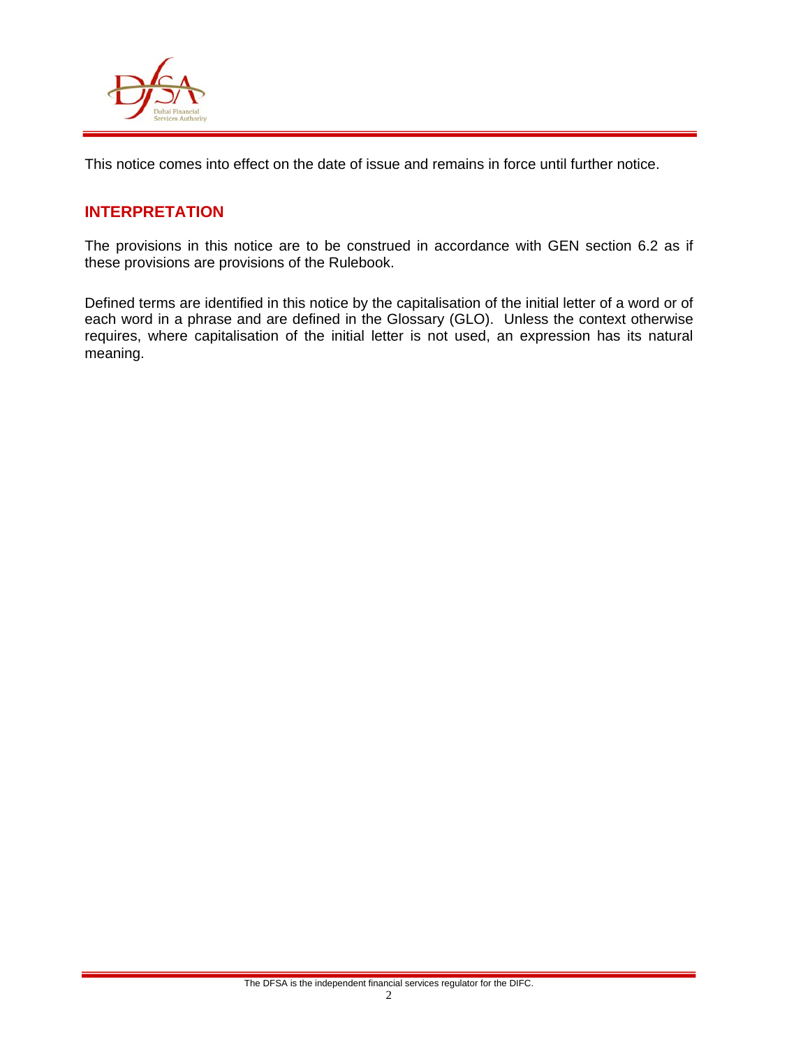This notice comes into effect on the date of issue and remains in force until further notice.

## INTERPRETATION

The provisions in this notice are to be construed in accordance with GEN section 6.2 as if these provisions are provisions of the Rulebook.

Defined terms are identified in this notice by the capitalisation of the initial letter of a word or of each word in a phrase and are defined in the Glossary (GLO). Unless the context otherwise requires, where capitalisation of the initial letter is not used, an expression has its natural meaning.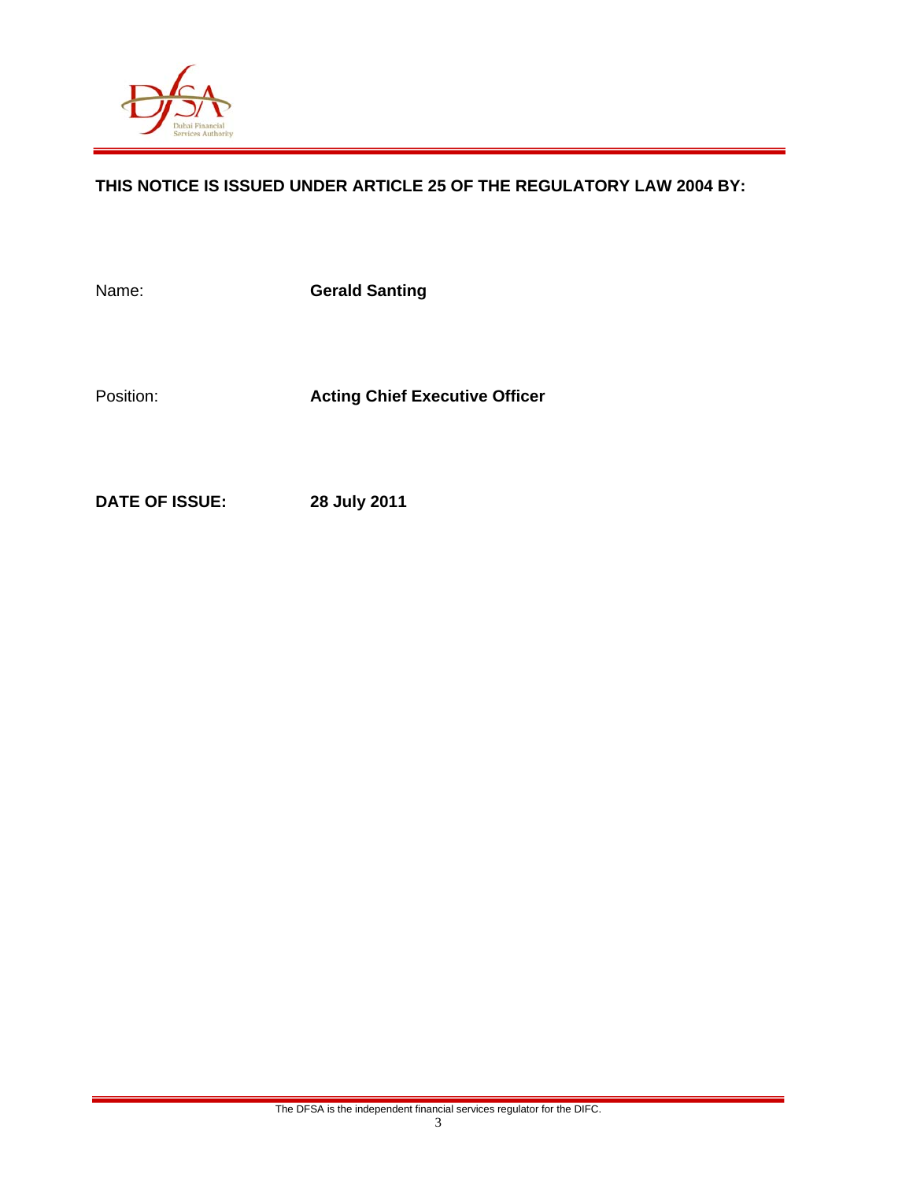**THIS NOTICE IS ISSUED UNDER ARTICLE 25 OF THE REGULATORY LAW 2004 BY:**

| | |
|---|---|
| Name: | **Gerald Santing** |
| Position: | **Acting Chief Executive Officer** |
| **DATE OF ISSUE:** | **28 July 2011** |